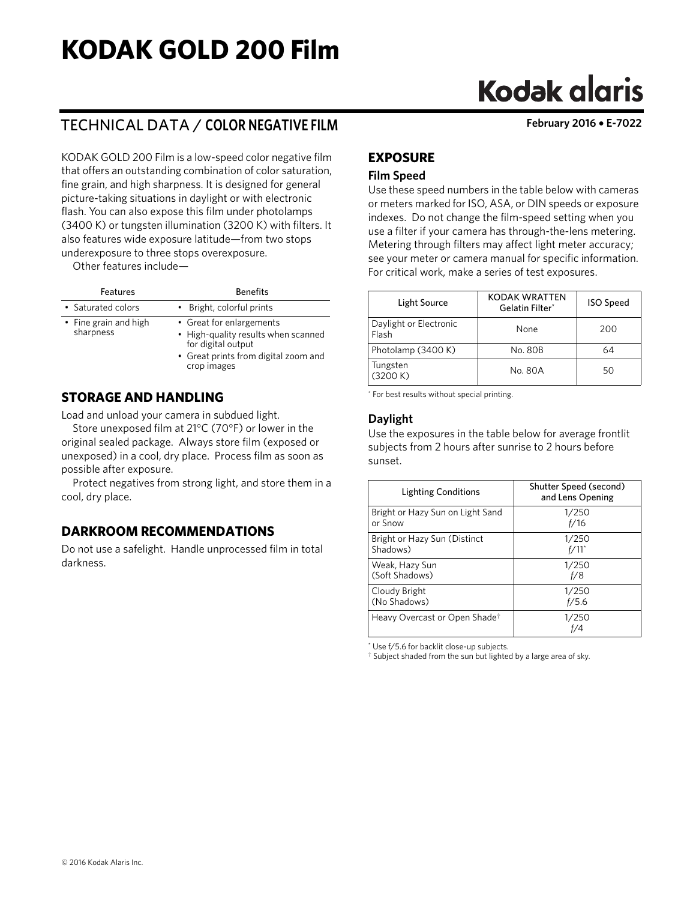# KODAK GOLD 200 Film

Kodak alaris

TECHNICAL DATA / **COLOR NEGATIVE FILM**

**February 2016 • E-7022**

KODAK GOLD 200 Film is a low-speed color negative film that offers an outstanding combination of color saturation, fine grain, and high sharpness. It is designed for general picture-taking situations in daylight or with electronic flash. You can also expose this film under photolamps (3400 K) or tungsten illumination (3200 K) with filters. It also features wide exposure latitude—from two stops underexposure to three stops overexposure.

Other features include—

| Features | Benefits |
|---|---|
| • Saturated colors | • Bright, colorful prints |
| • Fine grain and high sharpness | • Great for enlargements<br>• High-quality results when scanned for digital output<br>• Great prints from digital zoom and crop images |

## STORAGE AND HANDLING

Load and unload your camera in subdued light.

Store unexposed film at 21°C (70°F) or lower in the original sealed package. Always store film (exposed or unexposed) in a cool, dry place. Process film as soon as possible after exposure.

Protect negatives from strong light, and store them in a cool, dry place.

## DARKROOM RECOMMENDATIONS

Do not use a safelight. Handle unprocessed film in total darkness.

## EXPOSURE

### Film Speed

Use these speed numbers in the table below with cameras or meters marked for ISO, ASA, or DIN speeds or exposure indexes. Do not change the film-speed setting when you use a filter if your camera has through-the-lens metering. Metering through filters may affect light meter accuracy; see your meter or camera manual for specific information. For critical work, make a series of test exposures.

| Light Source | KODAK WRATTEN Gelatin Filter* | ISO Speed |
|---|---|---|
| Daylight or Electronic Flash | None | 200 |
| Photolamp (3400 K) | No. 80B | 64 |
| Tungsten (3200 K) | No. 80A | 50 |

* For best results without special printing.

### Daylight

Use the exposures in the table below for average frontlit subjects from 2 hours after sunrise to 2 hours before sunset.

| Lighting Conditions | Shutter Speed (second) and Lens Opening |
|---|---|
| Bright or Hazy Sun on Light Sand or Snow | 1/250<br>*f*/16 |
| Bright or Hazy Sun (Distinct Shadows) | 1/250<br>*f*/11* |
| Weak, Hazy Sun (Soft Shadows) | 1/250<br>*f*/8 |
| Cloudy Bright (No Shadows) | 1/250<br>*f*/5.6 |
| Heavy Overcast or Open Shade† | 1/250<br>*f*/4 |

* Use f/5.6 for backlit close-up subjects.
† Subject shaded from the sun but lighted by a large area of sky.

© 2016 Kodak Alaris Inc.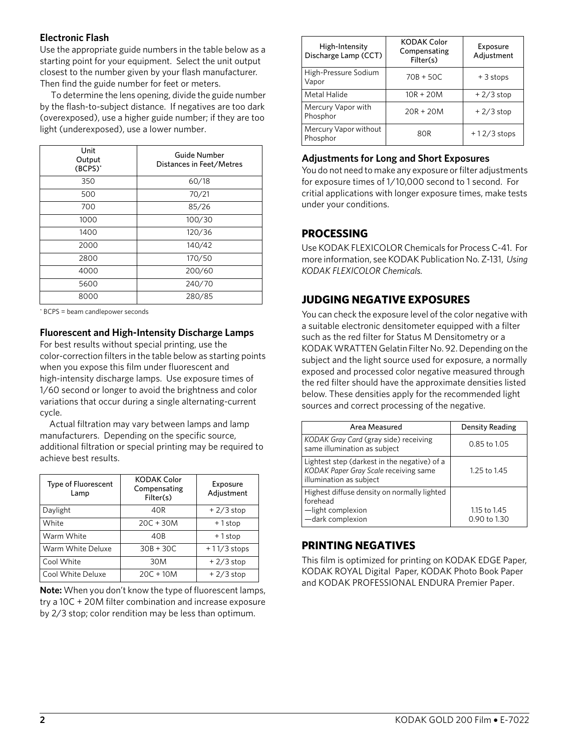### Electronic Flash

Use the appropriate guide numbers in the table below as a starting point for your equipment. Select the unit output closest to the number given by your flash manufacturer. Then find the guide number for feet or meters.

To determine the lens opening, divide the guide number by the flash-to-subject distance. If negatives are too dark (overexposed), use a higher guide number; if they are too light (underexposed), use a lower number.

| Unit Output (BCPS)* | Guide Number Distances in Feet/Metres |
|---|---|
| 350 | 60/18 |
| 500 | 70/21 |
| 700 | 85/26 |
| 1000 | 100/30 |
| 1400 | 120/36 |
| 2000 | 140/42 |
| 2800 | 170/50 |
| 4000 | 200/60 |
| 5600 | 240/70 |
| 8000 | 280/85 |

* BCPS = beam candlepower seconds

### Fluorescent and High-Intensity Discharge Lamps

For best results without special printing, use the color-correction filters in the table below as starting points when you expose this film under fluorescent and high-intensity discharge lamps. Use exposure times of 1/60 second or longer to avoid the brightness and color variations that occur during a single alternating-current cycle.

Actual filtration may vary between lamps and lamp manufacturers. Depending on the specific source, additional filtration or special printing may be required to achieve best results.

| Type of Fluorescent Lamp | KODAK Color Compensating Filter(s) | Exposure Adjustment |
|---|---|---|
| Daylight | 40R | + 2/3 stop |
| White | 20C + 30M | + 1 stop |
| Warm White | 40B | + 1 stop |
| Warm White Deluxe | 30B + 30C | + 1 1/3 stops |
| Cool White | 30M | + 2/3 stop |
| Cool White Deluxe | 20C + 10M | + 2/3 stop |

**Note:** When you don't know the type of fluorescent lamps, try a 10C + 20M filter combination and increase exposure by 2/3 stop; color rendition may be less than optimum.

| High-Intensity Discharge Lamp (CCT) | KODAK Color Compensating Filter(s) | Exposure Adjustment |
|---|---|---|
| High-Pressure Sodium Vapor | 70B + 50C | + 3 stops |
| Metal Halide | 10R + 20M | + 2/3 stop |
| Mercury Vapor with Phosphor | 20R + 20M | + 2/3 stop |
| Mercury Vapor without Phosphor | 80R | + 1 2/3 stops |

### Adjustments for Long and Short Exposures

You do not need to make any exposure or filter adjustments for exposure times of 1/10,000 second to 1 second. For critial applications with longer exposure times, make tests under your conditions.

## PROCESSING

Use KODAK FLEXICOLOR Chemicals for Process C-41. For more information, see KODAK Publication No. Z-131, *Using KODAK FLEXICOLOR Chemicals.*

## JUDGING NEGATIVE EXPOSURES

You can check the exposure level of the color negative with a suitable electronic densitometer equipped with a filter such as the red filter for Status M Densitometry or a KODAK WRATTEN Gelatin Filter No. 92. Depending on the subject and the light source used for exposure, a normally exposed and processed color negative measured through the red filter should have the approximate densities listed below. These densities apply for the recommended light sources and correct processing of the negative.

| Area Measured | Density Reading |
|---|---|
| *KODAK Gray Card* (gray side) receiving same illumination as subject | 0.85 to 1.05 |
| Lightest step (darkest in the negative) of a *KODAK Paper Gray Scale* receiving same illumination as subject | 1.25 to 1.45 |
| Highest diffuse density on normally lighted forehead<br>—light complexion<br>—dark complexion | <br><br>1.15 to 1.45<br>0.90 to 1.30 |

## PRINTING NEGATIVES

This film is optimized for printing on KODAK EDGE Paper, KODAK ROYAL Digital Paper, KODAK Photo Book Paper and KODAK PROFESSIONAL ENDURA Premier Paper.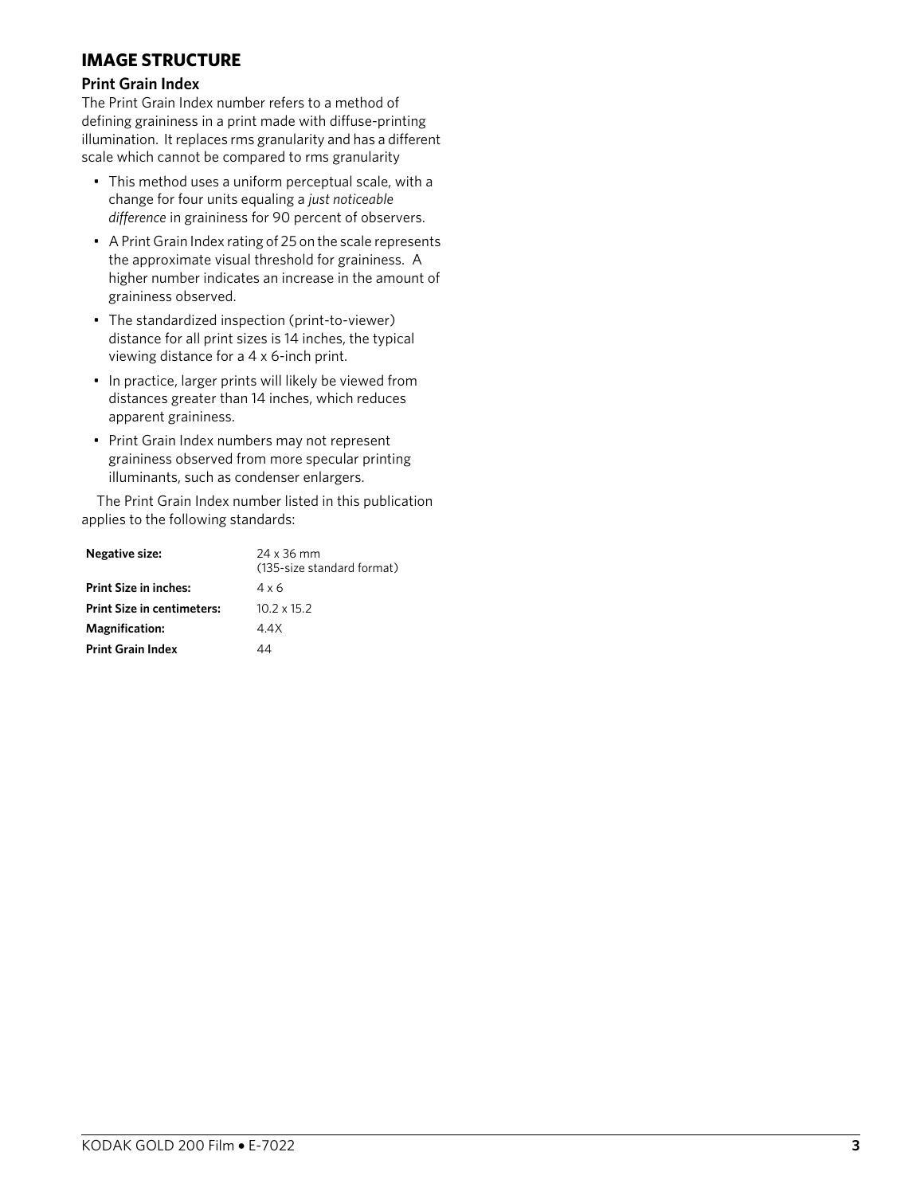## IMAGE STRUCTURE

### Print Grain Index

The Print Grain Index number refers to a method of defining graininess in a print made with diffuse-printing illumination. It replaces rms granularity and has a different scale which cannot be compared to rms granularity

- This method uses a uniform perceptual scale, with a change for four units equaling a *just noticeable difference* in graininess for 90 percent of observers.
- A Print Grain Index rating of 25 on the scale represents the approximate visual threshold for graininess. A higher number indicates an increase in the amount of graininess observed.
- The standardized inspection (print-to-viewer) distance for all print sizes is 14 inches, the typical viewing distance for a 4 x 6-inch print.
- In practice, larger prints will likely be viewed from distances greater than 14 inches, which reduces apparent graininess.
- Print Grain Index numbers may not represent graininess observed from more specular printing illuminants, such as condenser enlargers.

The Print Grain Index number listed in this publication applies to the following standards:

| | |
|---|---|
| **Negative size:** | 24 x 36 mm (135-size standard format) |
| **Print Size in inches:** | 4 x 6 |
| **Print Size in centimeters:** | 10.2 x 15.2 |
| **Magnification:** | 4.4X |
| **Print Grain Index** | 44 |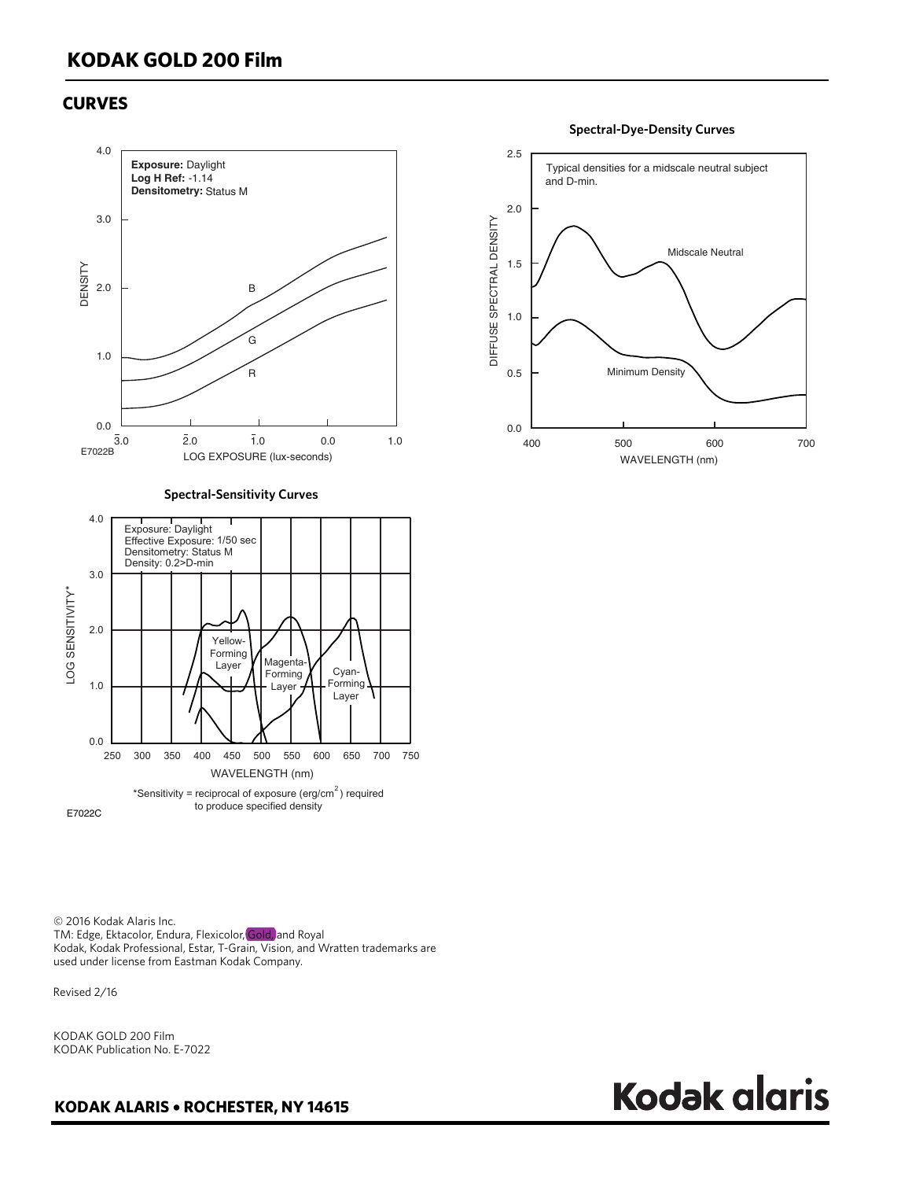## CURVES

Exposure: Daylight
Log H Ref: -1.14
Densitometry: Status M

DENSITY

4.0
3.0
2.0
1.0
0.0

B
G
R

$\bar{3}$.0
$\bar{2}$.0
$\bar{1}$.0
0.0
1.0

LOG EXPOSURE (lux-seconds)

E7022B

**Spectral-Dye-Density Curves**

Typical densities for a midscale neutral subject and D-min.

DIFFUSE SPECTRAL DENSITY

2.5
2.0
1.5
1.0
0.5
0.0

Midscale Neutral

Minimum Density

400
500
600
700

WAVELENGTH (nm)

**Spectral-Sensitivity Curves**

Exposure: Daylight
Effective Exposure: 1/50 sec
Densitometry: Status M
Density: 0.2>D-min

LOG SENSITIVITY*

4.0
3.0
2.0
1.0
0.0

Yellow-Forming Layer
Magenta-Forming Layer
Cyan-Forming Layer

250 300 350 400 450 500 550 600 650 700 750

WAVELENGTH (nm)

*Sensitivity = reciprocal of exposure (erg/cm$^2$) required to produce specified density

E7022C

© 2016 Kodak Alaris Inc.
TM: Edge, Ektacolor, Endura, Flexicolor, Gold, and Royal
Kodak, Kodak Professional, Estar, T-Grain, Vision, and Wratten trademarks are used under license from Eastman Kodak Company.

Revised 2/16

KODAK GOLD 200 Film
KODAK Publication No. E-7022

**KODAK ALARIS • ROCHESTER, NY 14615**

Kodak alaris